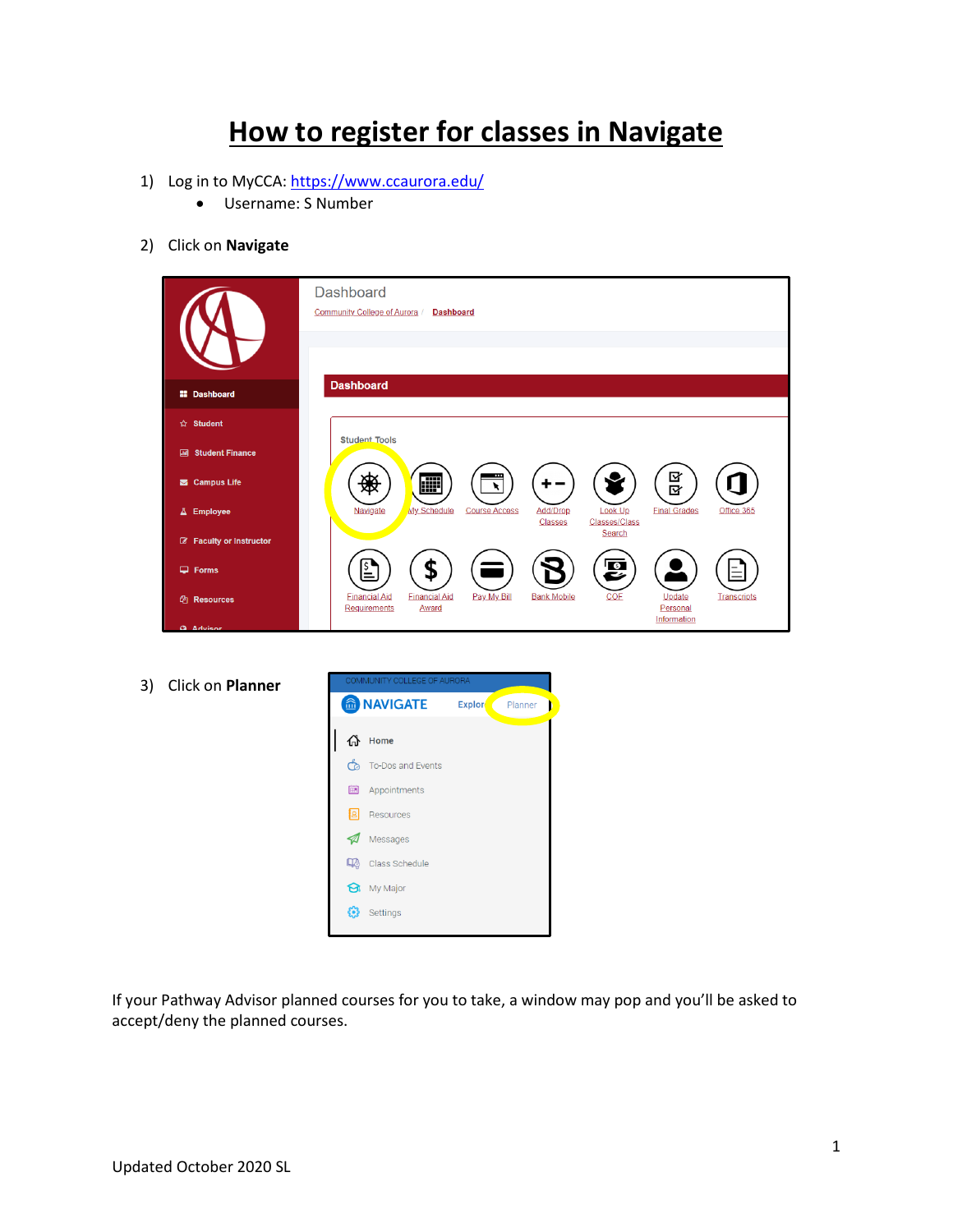# How to register for classes in Navigate

1) Log in to MyCCA: https://www.ccaurora.edu/
   - Username: S Number

2) Click on **Navigate**

3) Click on **Planner**

If your Pathway Advisor planned courses for you to take, a window may pop and you'll be asked to accept/deny the planned courses.

Updated October 2020 SL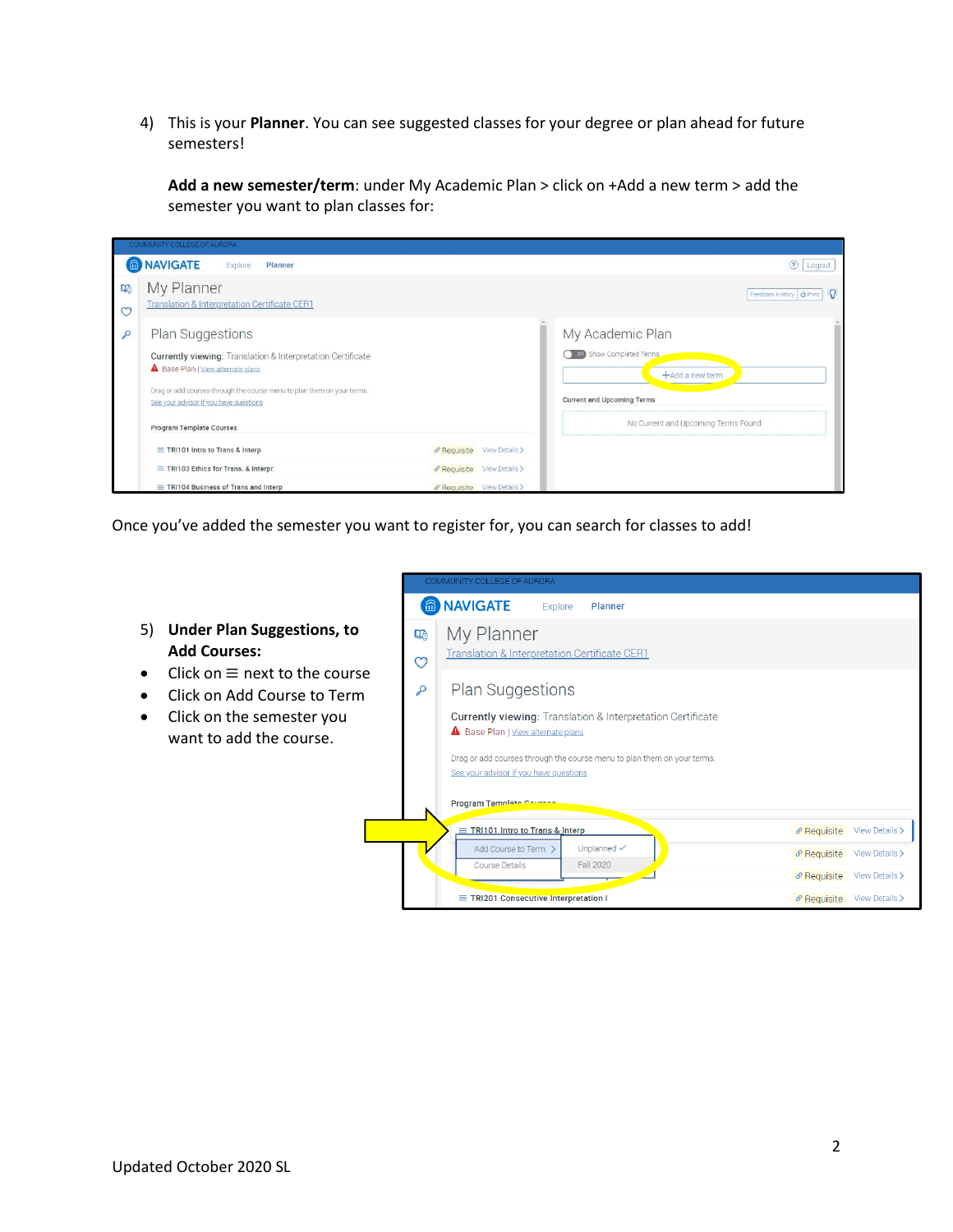4) This is your **Planner**. You can see suggested classes for your degree or plan ahead for future semesters!

   **Add a new semester/term**: under My Academic Plan > click on +Add a new term > add the semester you want to plan classes for:

Once you've added the semester you want to register for, you can search for classes to add!

5) **Under Plan Suggestions, to Add Courses:**

- Click on ≡ next to the course
- Click on Add Course to Term
- Click on the semester you want to add the course.

Updated October 2020 SL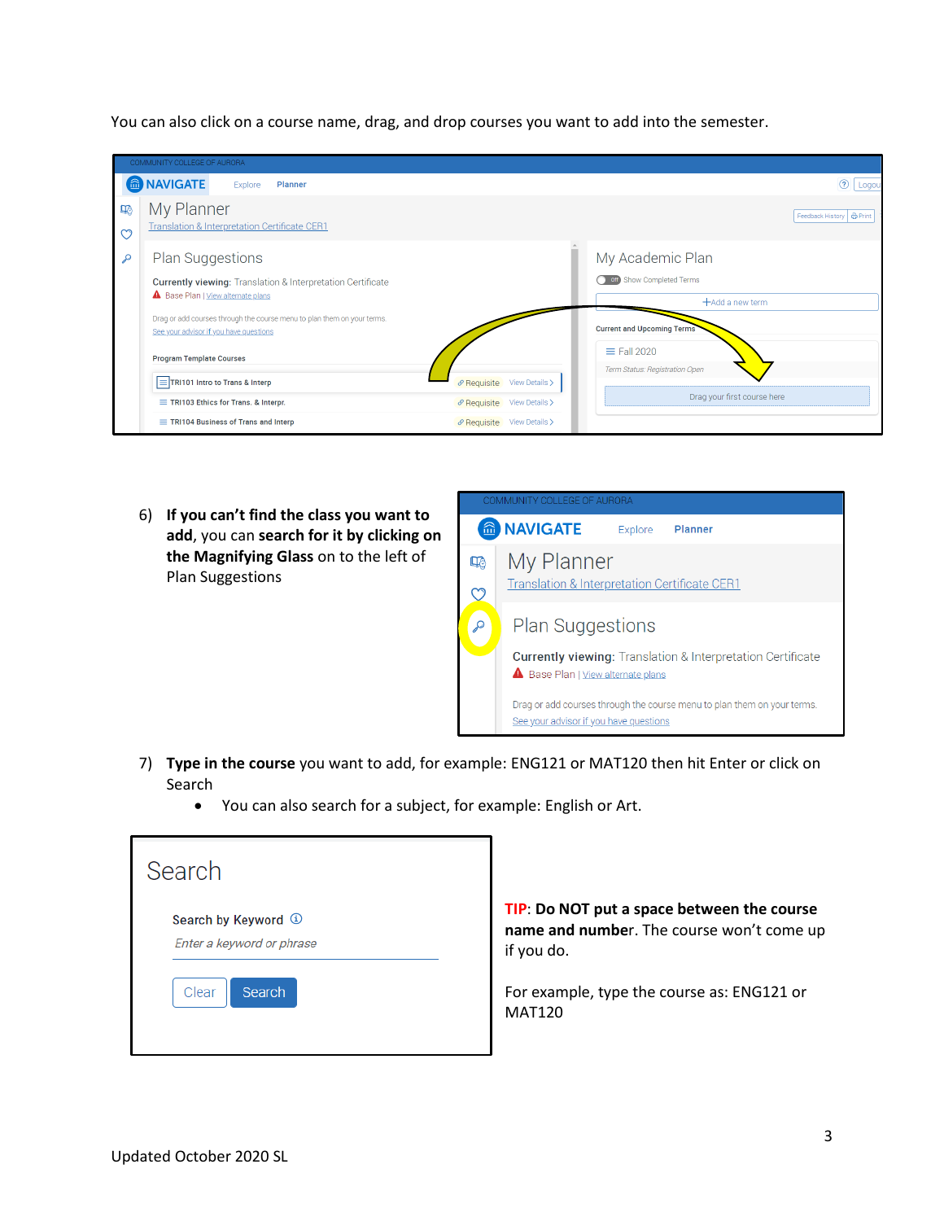You can also click on a course name, drag, and drop courses you want to add into the semester.

6) **If you can't find the class you want to add**, you can **search for it by clicking on the Magnifying Glass** on to the left of Plan Suggestions

7) **Type in the course** you want to add, for example: ENG121 or MAT120 then hit Enter or click on Search
   - You can also search for a subject, for example: English or Art.

**TIP**: **Do NOT put a space between the course name and number**. The course won't come up if you do.

For example, type the course as: ENG121 or MAT120

Updated October 2020 SL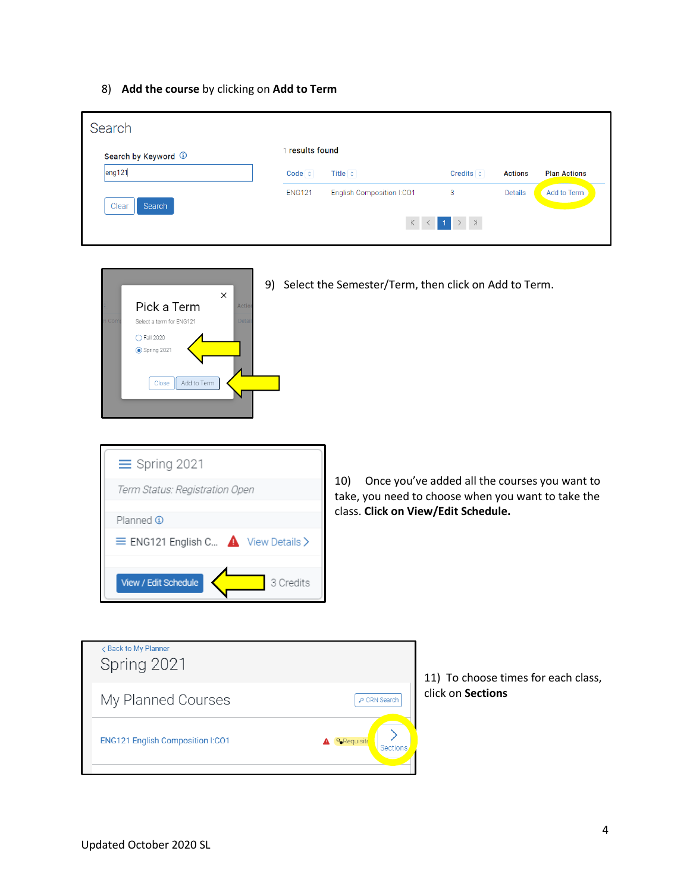8) **Add the course** by clicking on **Add to Term**

9) Select the Semester/Term, then click on Add to Term.

10) Once you've added all the courses you want to take, you need to choose when you want to take the class. **Click on View/Edit Schedule.**

11) To choose times for each class, click on **Sections**

Updated October 2020 SL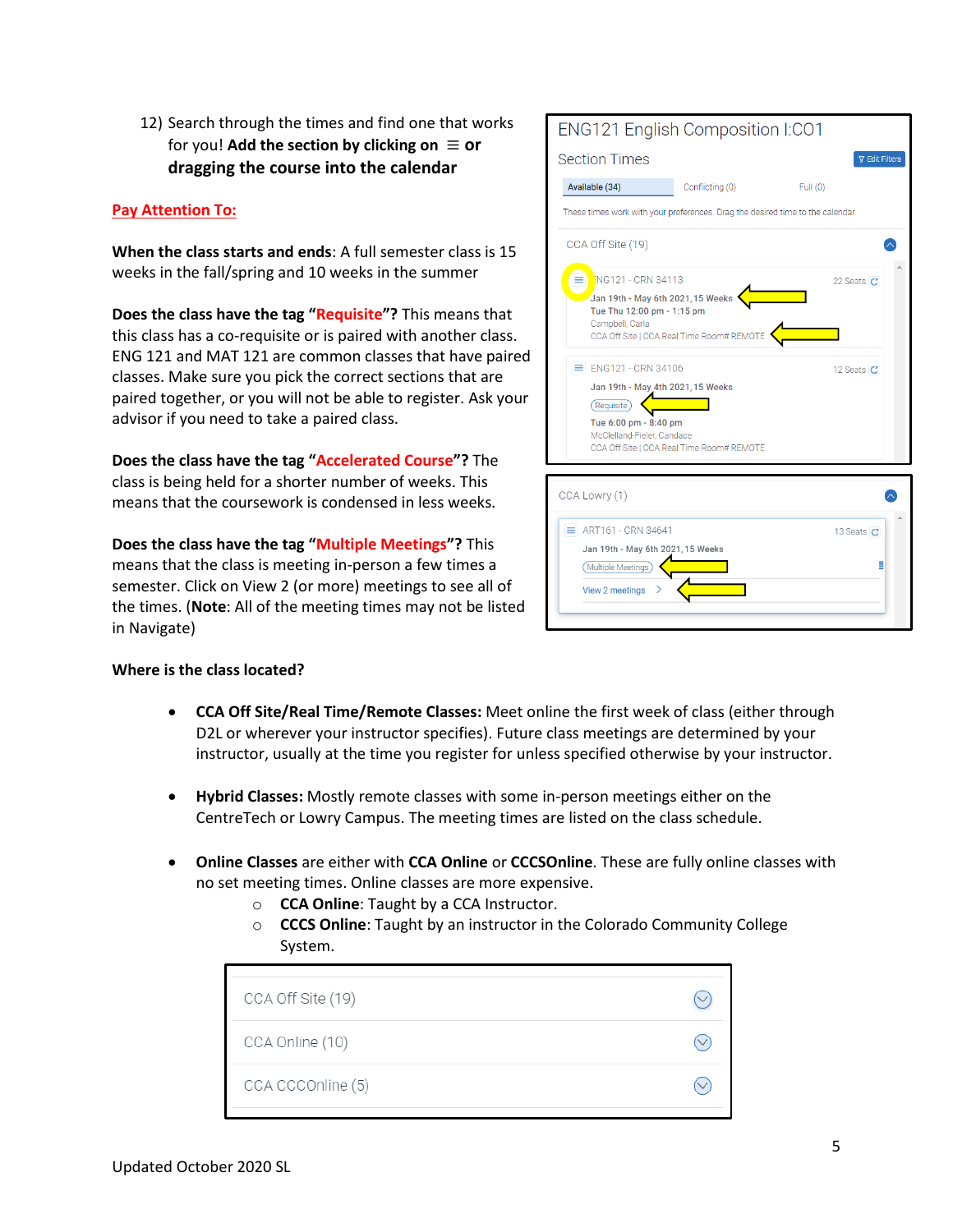12) Search through the times and find one that works for you! **Add the section by clicking on ≡ or dragging the course into the calendar**

**Pay Attention To:**

**When the class starts and ends**: A full semester class is 15 weeks in the fall/spring and 10 weeks in the summer

**Does the class have the tag "Requisite"?** This means that this class has a co-requisite or is paired with another class. ENG 121 and MAT 121 are common classes that have paired classes. Make sure you pick the correct sections that are paired together, or you will not be able to register. Ask your advisor if you need to take a paired class.

**Does the class have the tag "Accelerated Course"?** The class is being held for a shorter number of weeks. This means that the coursework is condensed in less weeks.

**Does the class have the tag "Multiple Meetings"?** This means that the class is meeting in-person a few times a semester. Click on View 2 (or more) meetings to see all of the times. (**Note**: All of the meeting times may not be listed in Navigate)

ENG121 English Composition I:CO1

Section Times

Available (34) | Conflicting (0) | Full (0)

These times work with your preferences. Drag the desired time to the calendar.

CCA Off Site (19)

ENG121 - CRN 34113 — 22 Seats
Jan 19th - May 6th 2021, 15 Weeks
Tue Thu 12:00 pm - 1:15 pm
Campbell, Carla
CCA Off Site | CCA Real Time Room# REMOTE

ENG121 - CRN 34106 — 12 Seats
Jan 19th - May 4th 2021, 15 Weeks
Requisite
Tue 6:00 pm - 8:40 pm
McClelland-Fieler, Candace
CCA Off Site | CCA Real Time Room# REMOTE

CCA Lowry (1)

ART161 - CRN 34641 — 13 Seats
Jan 19th - May 6th 2021, 15 Weeks
Multiple Meetings
View 2 meetings

**Where is the class located?**

- **CCA Off Site/Real Time/Remote Classes:** Meet online the first week of class (either through D2L or wherever your instructor specifies). Future class meetings are determined by your instructor, usually at the time you register for unless specified otherwise by your instructor.
- **Hybrid Classes:** Mostly remote classes with some in-person meetings either on the CentreTech or Lowry Campus. The meeting times are listed on the class schedule.
- **Online Classes** are either with **CCA Online** or **CCCSOnline**. These are fully online classes with no set meeting times. Online classes are more expensive.
  - **CCA Online**: Taught by a CCA Instructor.
  - **CCCS Online**: Taught by an instructor in the Colorado Community College System.

CCA Off Site (19)

CCA Online (10)

CCA CCCOnline (5)

Updated October 2020 SL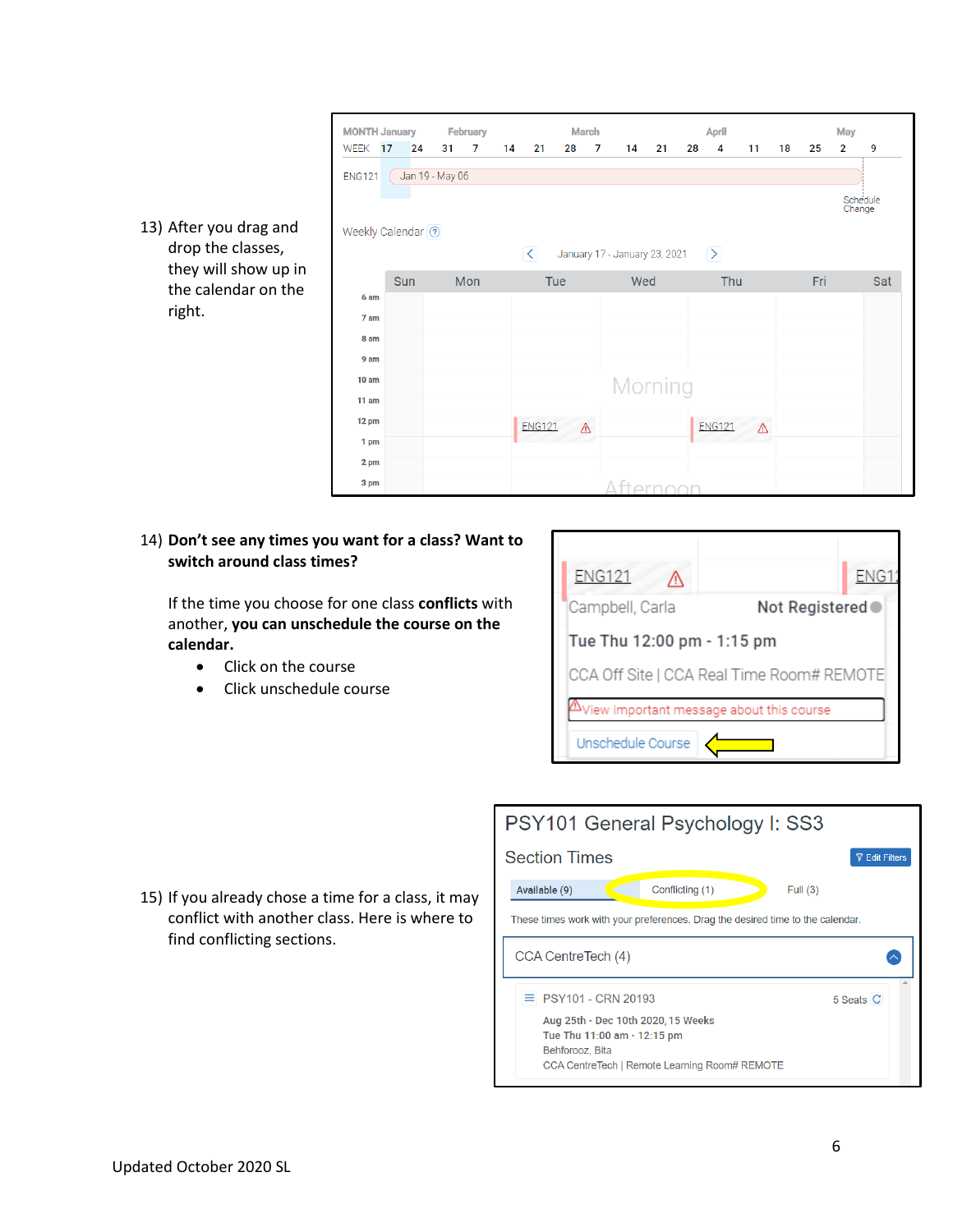13) After you drag and drop the classes, they will show up in the calendar on the right.

14) **Don't see any times you want for a class? Want to switch around class times?**

    If the time you choose for one class **conflicts** with another, **you can unschedule the course on the calendar.**

    - Click on the course
    - Click unschedule course

15) If you already chose a time for a class, it may conflict with another class. Here is where to find conflicting sections.

Updated October 2020 SL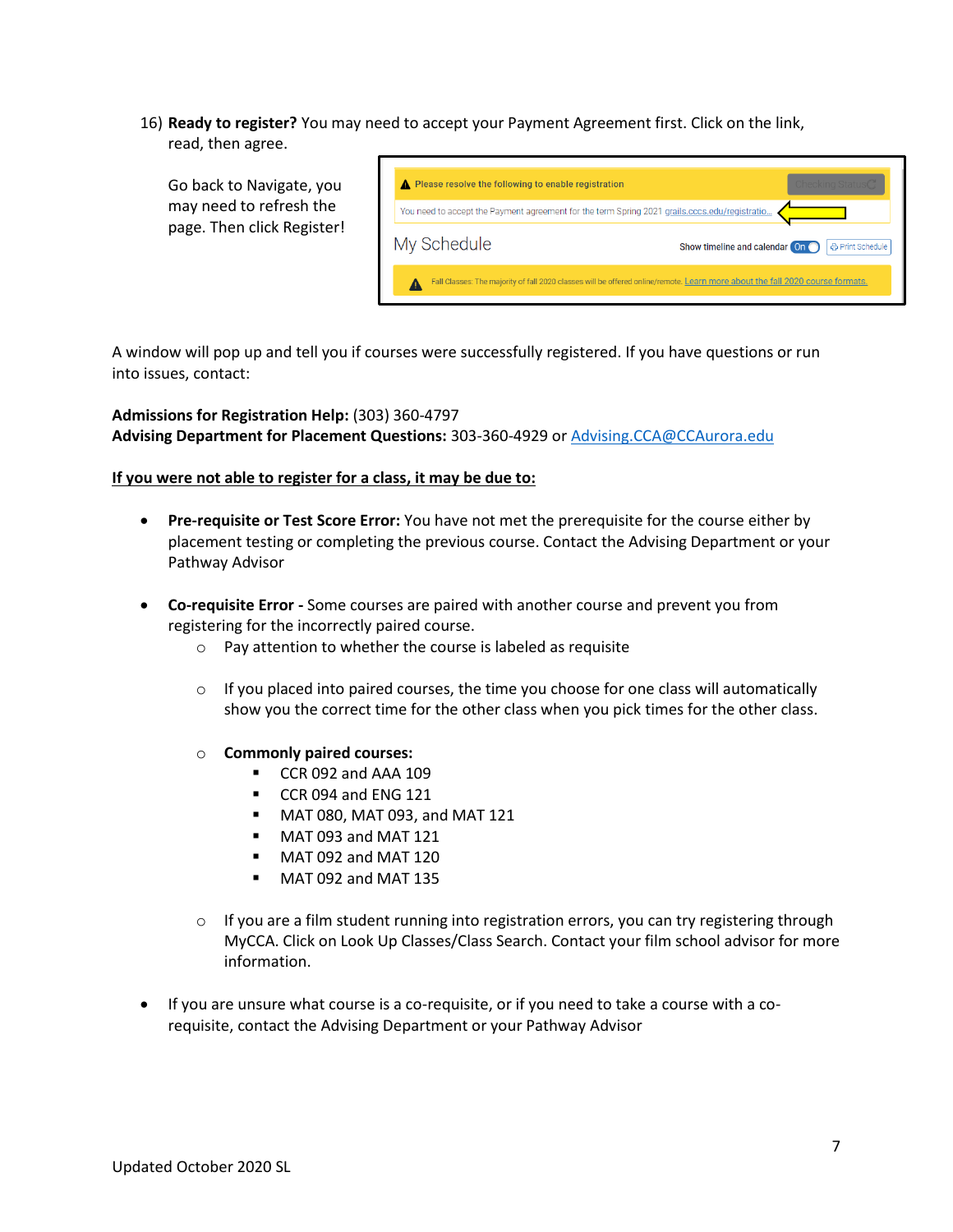16) **Ready to register?** You may need to accept your Payment Agreement first. Click on the link, read, then agree.

Go back to Navigate, you may need to refresh the page. Then click Register!

A window will pop up and tell you if courses were successfully registered. If you have questions or run into issues, contact:

**Admissions for Registration Help:** (303) 360-4797
**Advising Department for Placement Questions:** 303-360-4929 or Advising.CCA@CCAurora.edu

**<u>If you were not able to register for a class, it may be due to:</u>**

- **Pre-requisite or Test Score Error:** You have not met the prerequisite for the course either by placement testing or completing the previous course. Contact the Advising Department or your Pathway Advisor

- **Co-requisite Error -** Some courses are paired with another course and prevent you from registering for the incorrectly paired course.
  - Pay attention to whether the course is labeled as requisite
  - If you placed into paired courses, the time you choose for one class will automatically show you the correct time for the other class when you pick times for the other class.
  - **Commonly paired courses:**
    - CCR 092 and AAA 109
    - CCR 094 and ENG 121
    - MAT 080, MAT 093, and MAT 121
    - MAT 093 and MAT 121
    - MAT 092 and MAT 120
    - MAT 092 and MAT 135
  - If you are a film student running into registration errors, you can try registering through MyCCA. Click on Look Up Classes/Class Search. Contact your film school advisor for more information.

- If you are unsure what course is a co-requisite, or if you need to take a course with a co-requisite, contact the Advising Department or your Pathway Advisor

Updated October 2020 SL